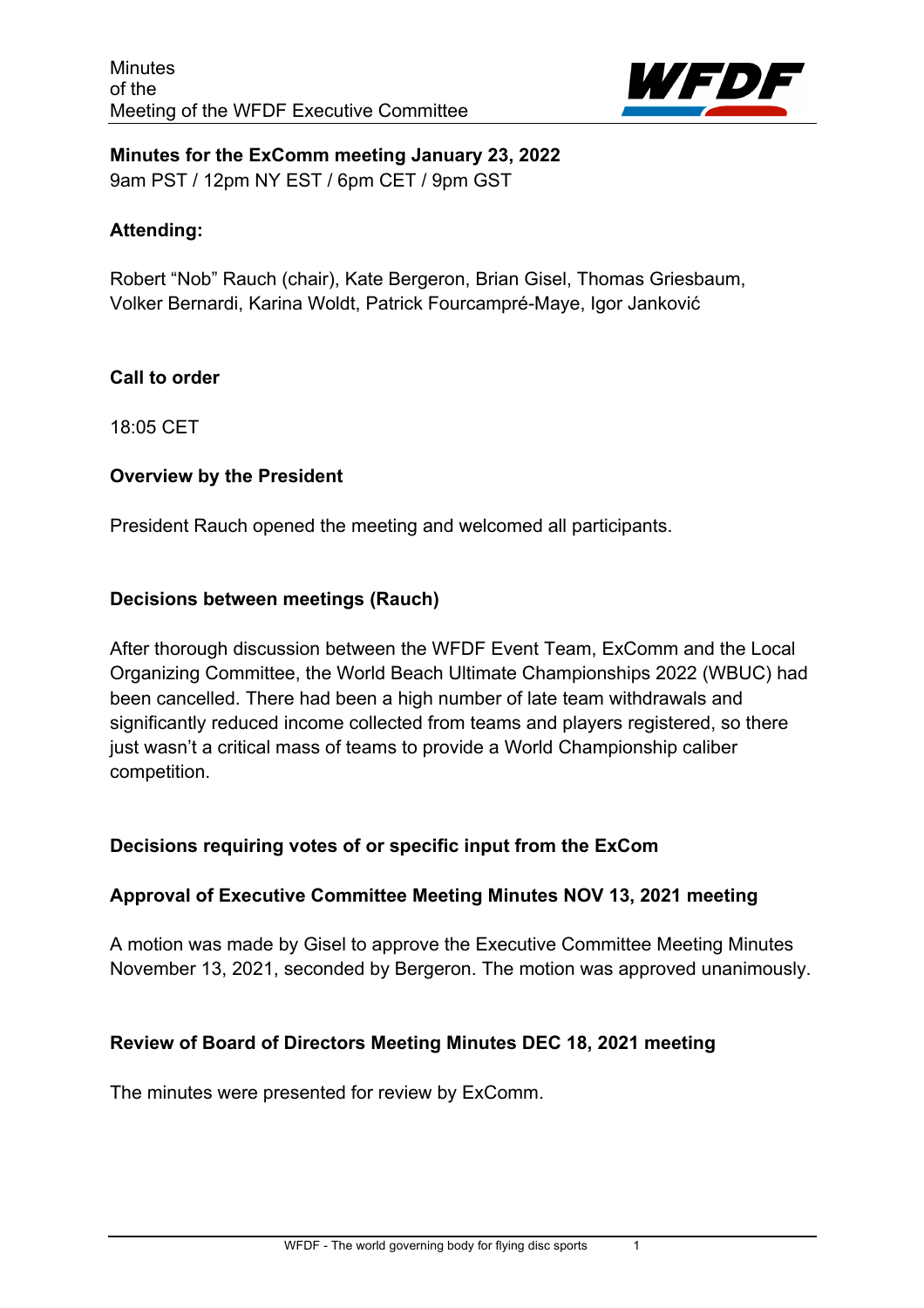## Minutes for the ExComm meeting January 23, 2022

9am PST / 12pm NY EST / 6pm CET / 9pm GST

### Attending:

Robert "Nob" Rauch (chair), Kate Bergeron, Brian Gisel, Thomas Griesbaum, Volker Bernardi, Karina Woldt, Patrick Fourcampré-Maye, Igor Janković

### Call to order

18:05 CET

### Overview by the President

President Rauch opened the meeting and welcomed all participants.

### Decisions between meetings (Rauch)

After thorough discussion between the WFDF Event Team, ExComm and the Local Organizing Committee, the World Beach Ultimate Championships 2022 (WBUC) had been cancelled. There had been a high number of late team withdrawals and significantly reduced income collected from teams and players registered, so there just wasn't a critical mass of teams to provide a World Championship caliber competition.

### Decisions requiring votes of or specific input from the ExCom

### Approval of Executive Committee Meeting Minutes NOV 13, 2021 meeting

A motion was made by Gisel to approve the Executive Committee Meeting Minutes November 13, 2021, seconded by Bergeron. The motion was approved unanimously.

### Review of Board of Directors Meeting Minutes DEC 18, 2021 meeting

The minutes were presented for review by ExComm.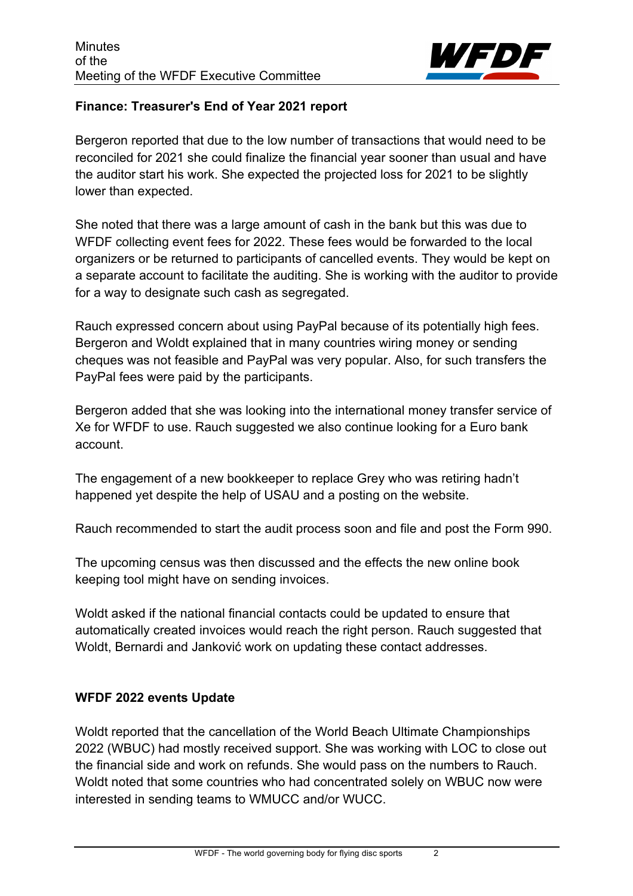### Finance: Treasurer's End of Year 2021 report

Bergeron reported that due to the low number of transactions that would need to be reconciled for 2021 she could finalize the financial year sooner than usual and have the auditor start his work. She expected the projected loss for 2021 to be slightly lower than expected.

She noted that there was a large amount of cash in the bank but this was due to WFDF collecting event fees for 2022. These fees would be forwarded to the local organizers or be returned to participants of cancelled events. They would be kept on a separate account to facilitate the auditing. She is working with the auditor to provide for a way to designate such cash as segregated.

Rauch expressed concern about using PayPal because of its potentially high fees. Bergeron and Woldt explained that in many countries wiring money or sending cheques was not feasible and PayPal was very popular. Also, for such transfers the PayPal fees were paid by the participants.

Bergeron added that she was looking into the international money transfer service of Xe for WFDF to use. Rauch suggested we also continue looking for a Euro bank account.

The engagement of a new bookkeeper to replace Grey who was retiring hadn't happened yet despite the help of USAU and a posting on the website.

Rauch recommended to start the audit process soon and file and post the Form 990.

The upcoming census was then discussed and the effects the new online book keeping tool might have on sending invoices.

Woldt asked if the national financial contacts could be updated to ensure that automatically created invoices would reach the right person. Rauch suggested that Woldt, Bernardi and Janković work on updating these contact addresses.

### WFDF 2022 events Update

Woldt reported that the cancellation of the World Beach Ultimate Championships 2022 (WBUC) had mostly received support. She was working with LOC to close out the financial side and work on refunds. She would pass on the numbers to Rauch. Woldt noted that some countries who had concentrated solely on WBUC now were interested in sending teams to WMUCC and/or WUCC.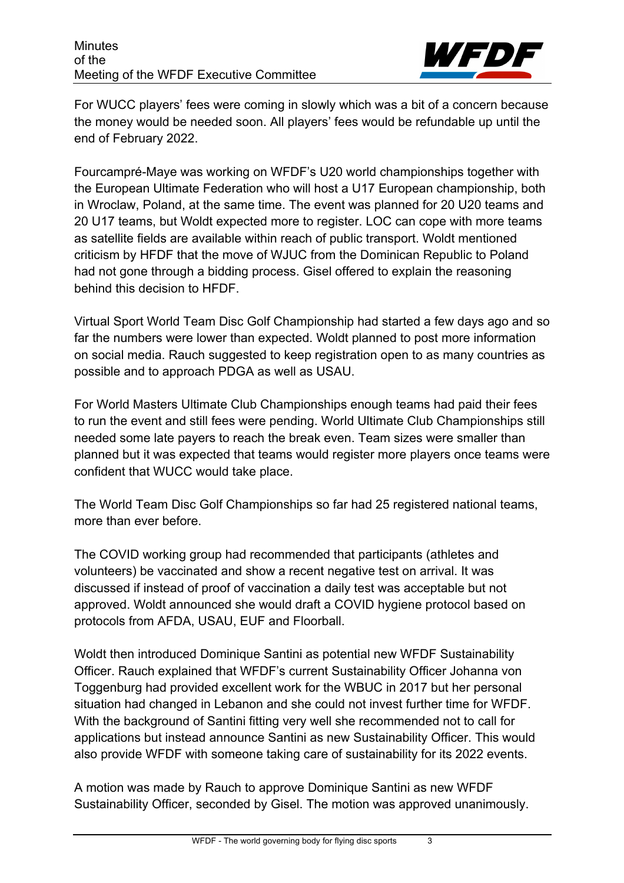For WUCC players' fees were coming in slowly which was a bit of a concern because the money would be needed soon. All players' fees would be refundable up until the end of February 2022.

Fourcampré-Maye was working on WFDF's U20 world championships together with the European Ultimate Federation who will host a U17 European championship, both in Wroclaw, Poland, at the same time. The event was planned for 20 U20 teams and 20 U17 teams, but Woldt expected more to register. LOC can cope with more teams as satellite fields are available within reach of public transport. Woldt mentioned criticism by HFDF that the move of WJUC from the Dominican Republic to Poland had not gone through a bidding process. Gisel offered to explain the reasoning behind this decision to HFDF.

Virtual Sport World Team Disc Golf Championship had started a few days ago and so far the numbers were lower than expected. Woldt planned to post more information on social media. Rauch suggested to keep registration open to as many countries as possible and to approach PDGA as well as USAU.

For World Masters Ultimate Club Championships enough teams had paid their fees to run the event and still fees were pending. World Ultimate Club Championships still needed some late payers to reach the break even. Team sizes were smaller than planned but it was expected that teams would register more players once teams were confident that WUCC would take place.

The World Team Disc Golf Championships so far had 25 registered national teams, more than ever before.

The COVID working group had recommended that participants (athletes and volunteers) be vaccinated and show a recent negative test on arrival. It was discussed if instead of proof of vaccination a daily test was acceptable but not approved. Woldt announced she would draft a COVID hygiene protocol based on protocols from AFDA, USAU, EUF and Floorball.

Woldt then introduced Dominique Santini as potential new WFDF Sustainability Officer. Rauch explained that WFDF's current Sustainability Officer Johanna von Toggenburg had provided excellent work for the WBUC in 2017 but her personal situation had changed in Lebanon and she could not invest further time for WFDF. With the background of Santini fitting very well she recommended not to call for applications but instead announce Santini as new Sustainability Officer. This would also provide WFDF with someone taking care of sustainability for its 2022 events.

A motion was made by Rauch to approve Dominique Santini as new WFDF Sustainability Officer, seconded by Gisel. The motion was approved unanimously.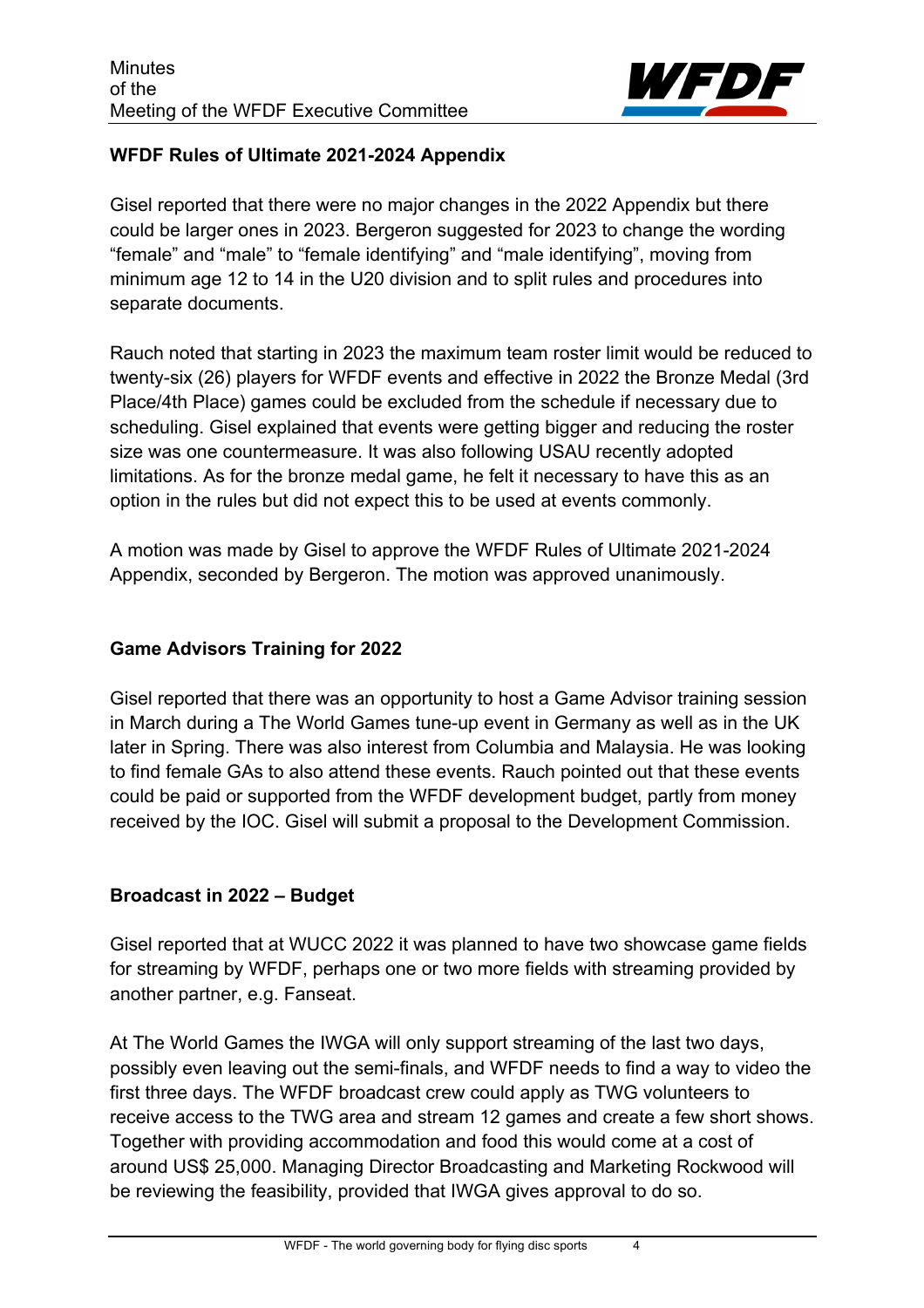### WFDF Rules of Ultimate 2021-2024 Appendix

Gisel reported that there were no major changes in the 2022 Appendix but there could be larger ones in 2023. Bergeron suggested for 2023 to change the wording "female" and "male" to "female identifying" and "male identifying", moving from minimum age 12 to 14 in the U20 division and to split rules and procedures into separate documents.

Rauch noted that starting in 2023 the maximum team roster limit would be reduced to twenty-six (26) players for WFDF events and effective in 2022 the Bronze Medal (3rd Place/4th Place) games could be excluded from the schedule if necessary due to scheduling. Gisel explained that events were getting bigger and reducing the roster size was one countermeasure. It was also following USAU recently adopted limitations. As for the bronze medal game, he felt it necessary to have this as an option in the rules but did not expect this to be used at events commonly.

A motion was made by Gisel to approve the WFDF Rules of Ultimate 2021-2024 Appendix, seconded by Bergeron. The motion was approved unanimously.

### Game Advisors Training for 2022

Gisel reported that there was an opportunity to host a Game Advisor training session in March during a The World Games tune-up event in Germany as well as in the UK later in Spring. There was also interest from Columbia and Malaysia. He was looking to find female GAs to also attend these events. Rauch pointed out that these events could be paid or supported from the WFDF development budget, partly from money received by the IOC. Gisel will submit a proposal to the Development Commission.

### Broadcast in 2022 – Budget

Gisel reported that at WUCC 2022 it was planned to have two showcase game fields for streaming by WFDF, perhaps one or two more fields with streaming provided by another partner, e.g. Fanseat.

At The World Games the IWGA will only support streaming of the last two days, possibly even leaving out the semi-finals, and WFDF needs to find a way to video the first three days. The WFDF broadcast crew could apply as TWG volunteers to receive access to the TWG area and stream 12 games and create a few short shows. Together with providing accommodation and food this would come at a cost of around US$ 25,000. Managing Director Broadcasting and Marketing Rockwood will be reviewing the feasibility, provided that IWGA gives approval to do so.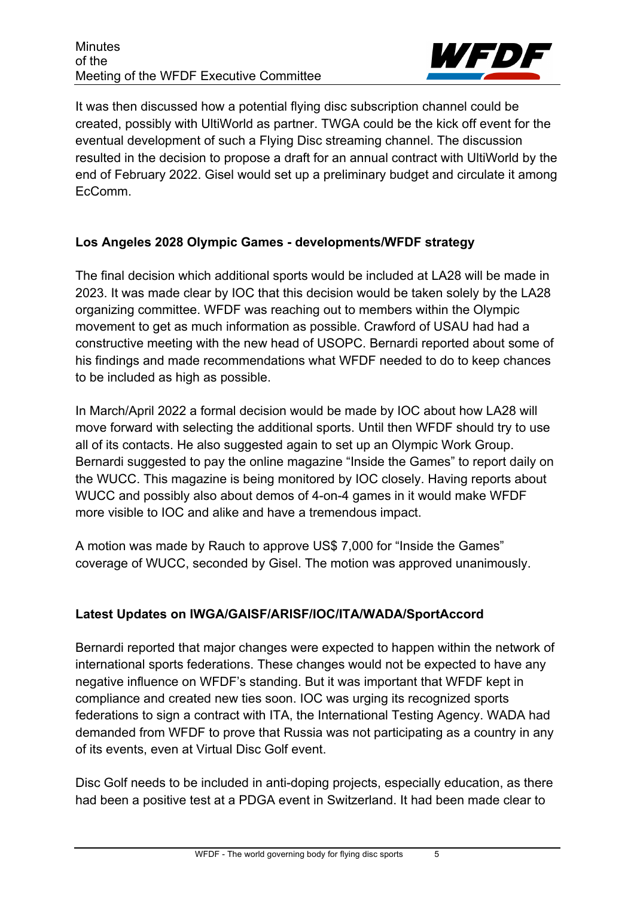It was then discussed how a potential flying disc subscription channel could be created, possibly with UltiWorld as partner. TWGA could be the kick off event for the eventual development of such a Flying Disc streaming channel. The discussion resulted in the decision to propose a draft for an annual contract with UltiWorld by the end of February 2022. Gisel would set up a preliminary budget and circulate it among EcComm.

**Los Angeles 2028 Olympic Games - developments/WFDF strategy**

The final decision which additional sports would be included at LA28 will be made in 2023. It was made clear by IOC that this decision would be taken solely by the LA28 organizing committee. WFDF was reaching out to members within the Olympic movement to get as much information as possible. Crawford of USAU had had a constructive meeting with the new head of USOPC. Bernardi reported about some of his findings and made recommendations what WFDF needed to do to keep chances to be included as high as possible.

In March/April 2022 a formal decision would be made by IOC about how LA28 will move forward with selecting the additional sports. Until then WFDF should try to use all of its contacts. He also suggested again to set up an Olympic Work Group. Bernardi suggested to pay the online magazine “Inside the Games” to report daily on the WUCC. This magazine is being monitored by IOC closely. Having reports about WUCC and possibly also about demos of 4-on-4 games in it would make WFDF more visible to IOC and alike and have a tremendous impact.

A motion was made by Rauch to approve US$ 7,000 for “Inside the Games” coverage of WUCC, seconded by Gisel. The motion was approved unanimously.

**Latest Updates on IWGA/GAISF/ARISF/IOC/ITA/WADA/SportAccord**

Bernardi reported that major changes were expected to happen within the network of international sports federations. These changes would not be expected to have any negative influence on WFDF’s standing. But it was important that WFDF kept in compliance and created new ties soon. IOC was urging its recognized sports federations to sign a contract with ITA, the International Testing Agency. WADA had demanded from WFDF to prove that Russia was not participating as a country in any of its events, even at Virtual Disc Golf event.

Disc Golf needs to be included in anti-doping projects, especially education, as there had been a positive test at a PDGA event in Switzerland. It had been made clear to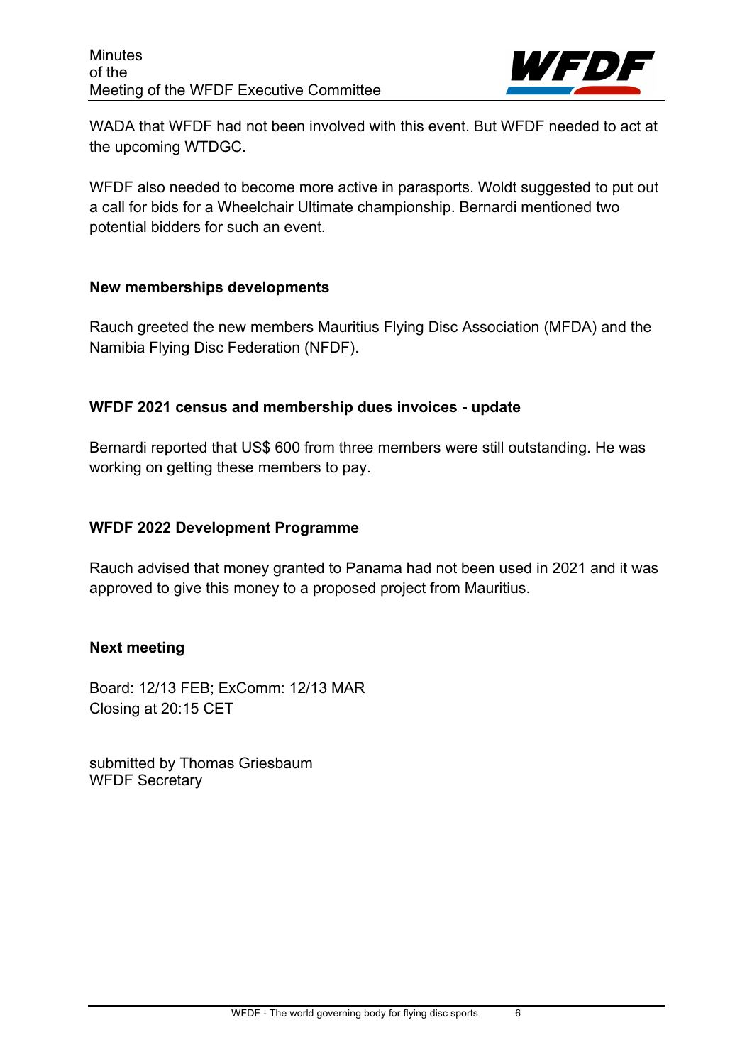WADA that WFDF had not been involved with this event. But WFDF needed to act at the upcoming WTDGC.

WFDF also needed to become more active in parasports. Woldt suggested to put out a call for bids for a Wheelchair Ultimate championship. Bernardi mentioned two potential bidders for such an event.

**New memberships developments**

Rauch greeted the new members Mauritius Flying Disc Association (MFDA) and the Namibia Flying Disc Federation (NFDF).

**WFDF 2021 census and membership dues invoices - update**

Bernardi reported that US$ 600 from three members were still outstanding. He was working on getting these members to pay.

**WFDF 2022 Development Programme**

Rauch advised that money granted to Panama had not been used in 2021 and it was approved to give this money to a proposed project from Mauritius.

**Next meeting**

Board: 12/13 FEB; ExComm: 12/13 MAR
Closing at 20:15 CET

submitted by Thomas Griesbaum
WFDF Secretary